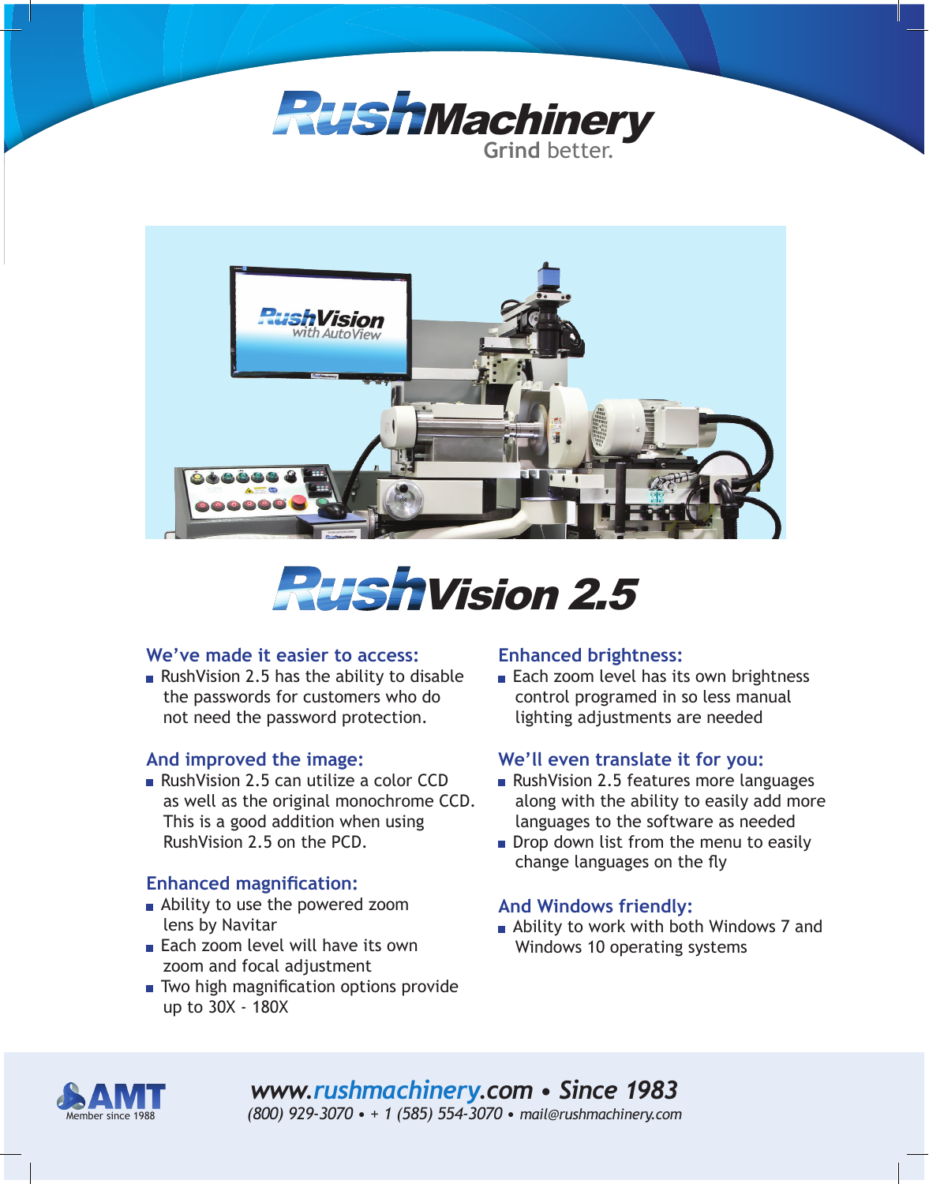# RushMachinery

Grind better.

# RushVision 2.5

## We've made it easier to access:

- RushVision 2.5 has the ability to disable the passwords for customers who do not need the password protection.

## And improved the image:

- RushVision 2.5 can utilize a color CCD as well as the original monochrome CCD. This is a good addition when using RushVision 2.5 on the PCD.

## Enhanced magnification:

- Ability to use the powered zoom lens by Navitar
- Each zoom level will have its own zoom and focal adjustment
- Two high magnification options provide up to 30X - 180X

## Enhanced brightness:

- Each zoom level has its own brightness control programed in so less manual lighting adjustments are needed

## We'll even translate it for you:

- RushVision 2.5 features more languages along with the ability to easily add more languages to the software as needed
- Drop down list from the menu to easily change languages on the fly

## And Windows friendly:

- Ability to work with both Windows 7 and Windows 10 operating systems

AMT Member since 1988

*www.rushmachinery.com • Since 1983*

*(800) 929-3070 • + 1 (585) 554-3070 • mail@rushmachinery.com*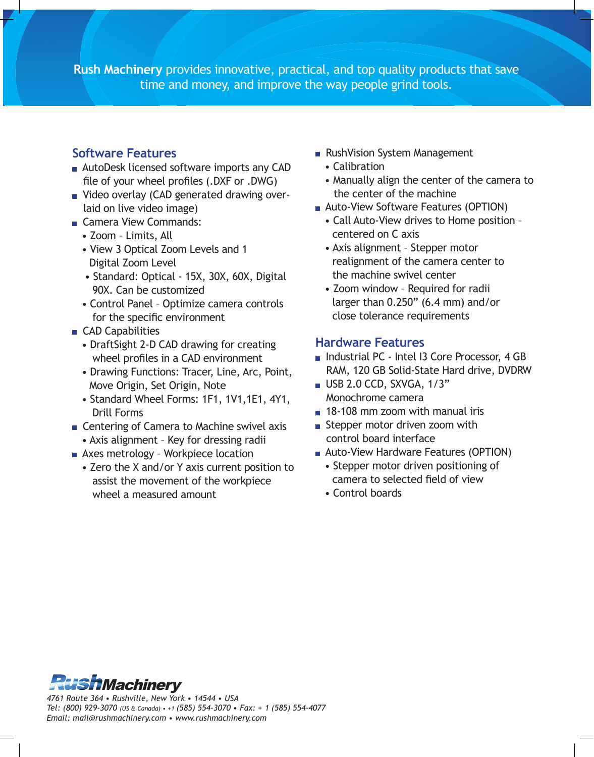**Rush Machinery** provides innovative, practical, and top quality products that save time and money, and improve the way people grind tools.

## Software Features

- AutoDesk licensed software imports any CAD file of your wheel profiles (.DXF or .DWG)
- Video overlay (CAD generated drawing overlaid on live video image)
- Camera View Commands:
  - Zoom – Limits, All
  - View 3 Optical Zoom Levels and 1 Digital Zoom Level
  - Standard: Optical - 15X, 30X, 60X, Digital 90X. Can be customized
  - Control Panel – Optimize camera controls for the specific environment
- CAD Capabilities
  - DraftSight 2-D CAD drawing for creating wheel profiles in a CAD environment
  - Drawing Functions: Tracer, Line, Arc, Point, Move Origin, Set Origin, Note
  - Standard Wheel Forms: 1F1, 1V1,1E1, 4Y1, Drill Forms
- Centering of Camera to Machine swivel axis
  - Axis alignment – Key for dressing radii
- Axes metrology – Workpiece location
  - Zero the X and/or Y axis current position to assist the movement of the workpiece wheel a measured amount
- RushVision System Management
  - Calibration
  - Manually align the center of the camera to the center of the machine
- Auto-View Software Features (OPTION)
  - Call Auto-View drives to Home position – centered on C axis
  - Axis alignment – Stepper motor realignment of the camera center to the machine swivel center
  - Zoom window – Required for radii larger than 0.250” (6.4 mm) and/or close tolerance requirements

## Hardware Features

- Industrial PC - Intel I3 Core Processor, 4 GB RAM, 120 GB Solid-State Hard drive, DVDRW
- USB 2.0 CCD, SXVGA, 1/3” Monochrome camera
- 18-108 mm zoom with manual iris
- Stepper motor driven zoom with control board interface
- Auto-View Hardware Features (OPTION)
  - Stepper motor driven positioning of camera to selected field of view
  - Control boards

**RushMachinery**

*4761 Route 364 • Rushville, New York • 14544 • USA*
*Tel: (800) 929-3070 (US & Canada) • +1 (585) 554-3070 • Fax: + 1 (585) 554-4077*
*Email: mail@rushmachinery.com • www.rushmachinery.com*